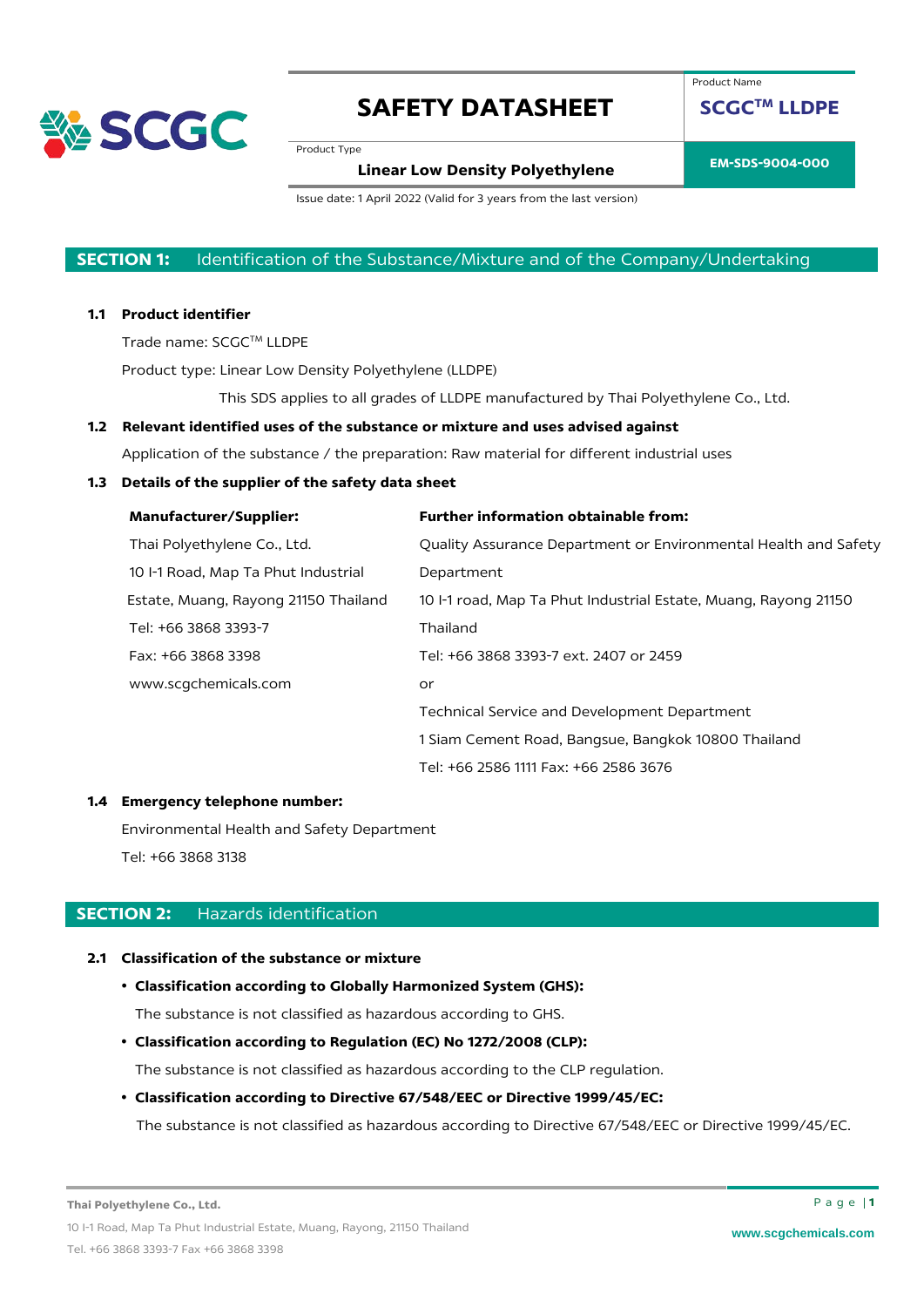# SAFETY DATASHEET

Product Name: **SCGC™ LLDPE**

Product Type: **Linear Low Density Polyethylene**

**EM-SDS-9004-000**

Issue date: 1 April 2022 (Valid for 3 years from the last version)

## SECTION 1: Identification of the Substance/Mixture and of the Company/Undertaking

### 1.1 Product identifier

Trade name: SCGC™ LLDPE

Product type: Linear Low Density Polyethylene (LLDPE)

This SDS applies to all grades of LLDPE manufactured by Thai Polyethylene Co., Ltd.

### 1.2 Relevant identified uses of the substance or mixture and uses advised against

Application of the substance / the preparation: Raw material for different industrial uses

### 1.3 Details of the supplier of the safety data sheet

**Manufacturer/Supplier:**

Thai Polyethylene Co., Ltd.
10 I-1 Road, Map Ta Phut Industrial Estate, Muang, Rayong 21150 Thailand
Tel: +66 3868 3393-7
Fax: +66 3868 3398
www.scgchemicals.com

**Further information obtainable from:**

Quality Assurance Department or Environmental Health and Safety Department
10 I-1 road, Map Ta Phut Industrial Estate, Muang, Rayong 21150 Thailand
Tel: +66 3868 3393-7 ext. 2407 or 2459

or

Technical Service and Development Department
1 Siam Cement Road, Bangsue, Bangkok 10800 Thailand
Tel: +66 2586 1111 Fax: +66 2586 3676

### 1.4 Emergency telephone number:

Environmental Health and Safety Department

Tel: +66 3868 3138

## SECTION 2: Hazards identification

### 2.1 Classification of the substance or mixture

- **Classification according to Globally Harmonized System (GHS):**

  The substance is not classified as hazardous according to GHS.

- **Classification according to Regulation (EC) No 1272/2008 (CLP):**

  The substance is not classified as hazardous according to the CLP regulation.

- **Classification according to Directive 67/548/EEC or Directive 1999/45/EC:**

  The substance is not classified as hazardous according to Directive 67/548/EEC or Directive 1999/45/EC.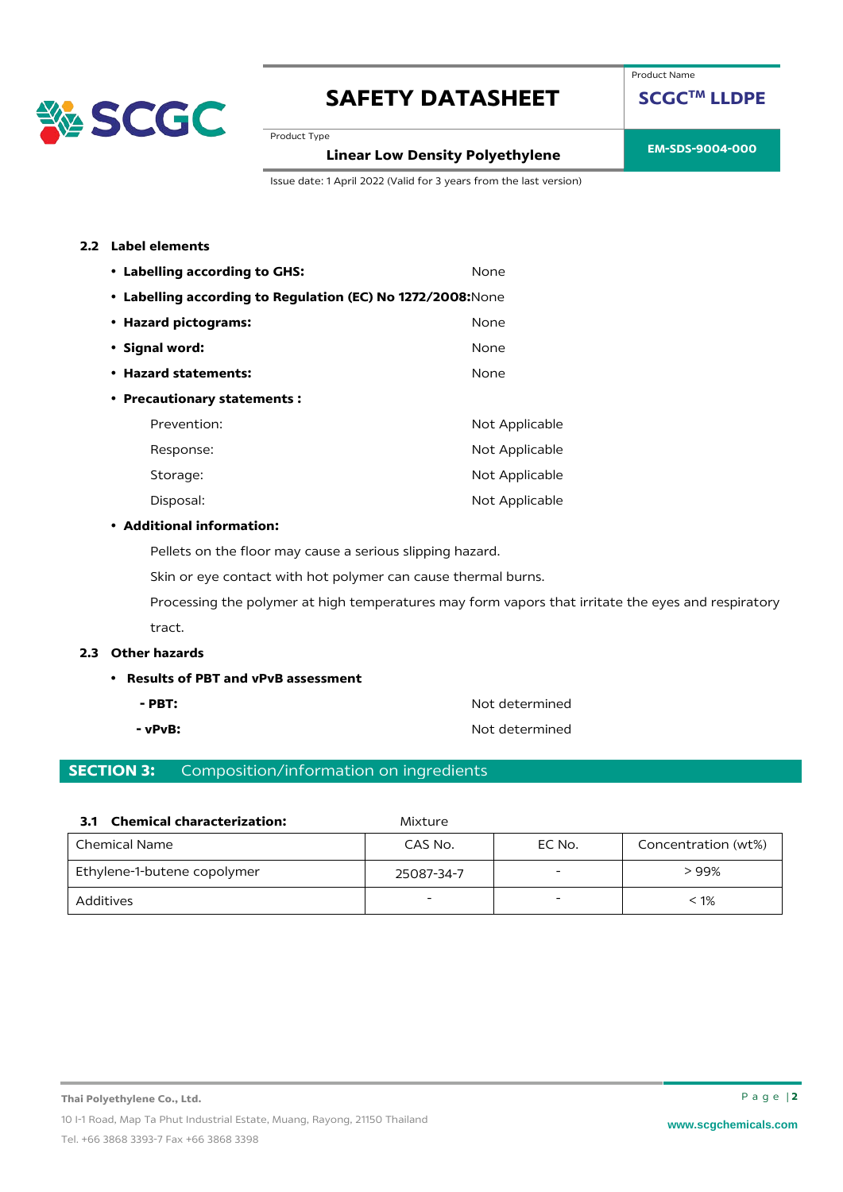### 2.2 Label elements

- **Labelling according to GHS:** None
- **Labelling according to Regulation (EC) No 1272/2008:** None
- **Hazard pictograms:** None
- **Signal word:** None
- **Hazard statements:** None
- **Precautionary statements :**

  Prevention: Not Applicable

  Response: Not Applicable

  Storage: Not Applicable

  Disposal: Not Applicable

- **Additional information:**

  Pellets on the floor may cause a serious slipping hazard.

  Skin or eye contact with hot polymer can cause thermal burns.

  Processing the polymer at high temperatures may form vapors that irritate the eyes and respiratory tract.

### 2.3 Other hazards

- **Results of PBT and vPvB assessment**
  - **PBT:** Not determined
  - **vPvB:** Not determined

## SECTION 3: Composition/information on ingredients

**3.1 Chemical characterization:** Mixture

| Chemical Name | CAS No. | EC No. | Concentration (wt%) |
|---|---|---|---|
| Ethylene-1-butene copolymer | 25087-34-7 | - | > 99% |
| Additives | - | - | < 1% |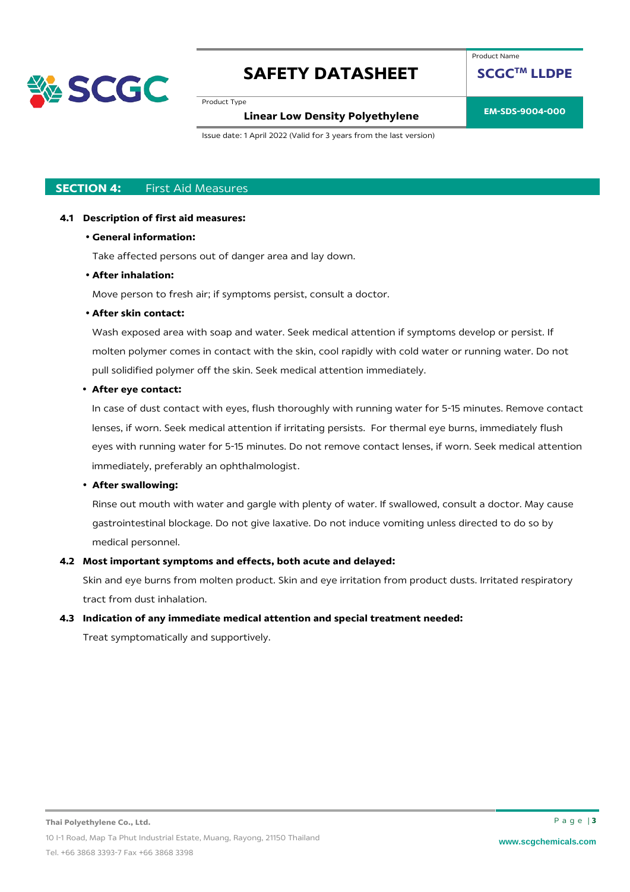## SECTION 4: First Aid Measures

**4.1 Description of first aid measures:**

- **General information:**

  Take affected persons out of danger area and lay down.

- **After inhalation:**

  Move person to fresh air; if symptoms persist, consult a doctor.

- **After skin contact:**

  Wash exposed area with soap and water. Seek medical attention if symptoms develop or persist. If molten polymer comes in contact with the skin, cool rapidly with cold water or running water. Do not pull solidified polymer off the skin. Seek medical attention immediately.

- **After eye contact:**

  In case of dust contact with eyes, flush thoroughly with running water for 5-15 minutes. Remove contact lenses, if worn. Seek medical attention if irritating persists. For thermal eye burns, immediately flush eyes with running water for 5-15 minutes. Do not remove contact lenses, if worn. Seek medical attention immediately, preferably an ophthalmologist.

- **After swallowing:**

  Rinse out mouth with water and gargle with plenty of water. If swallowed, consult a doctor. May cause gastrointestinal blockage. Do not give laxative. Do not induce vomiting unless directed to do so by medical personnel.

**4.2 Most important symptoms and effects, both acute and delayed:**

Skin and eye burns from molten product. Skin and eye irritation from product dusts. Irritated respiratory tract from dust inhalation.

**4.3 Indication of any immediate medical attention and special treatment needed:**

Treat symptomatically and supportively.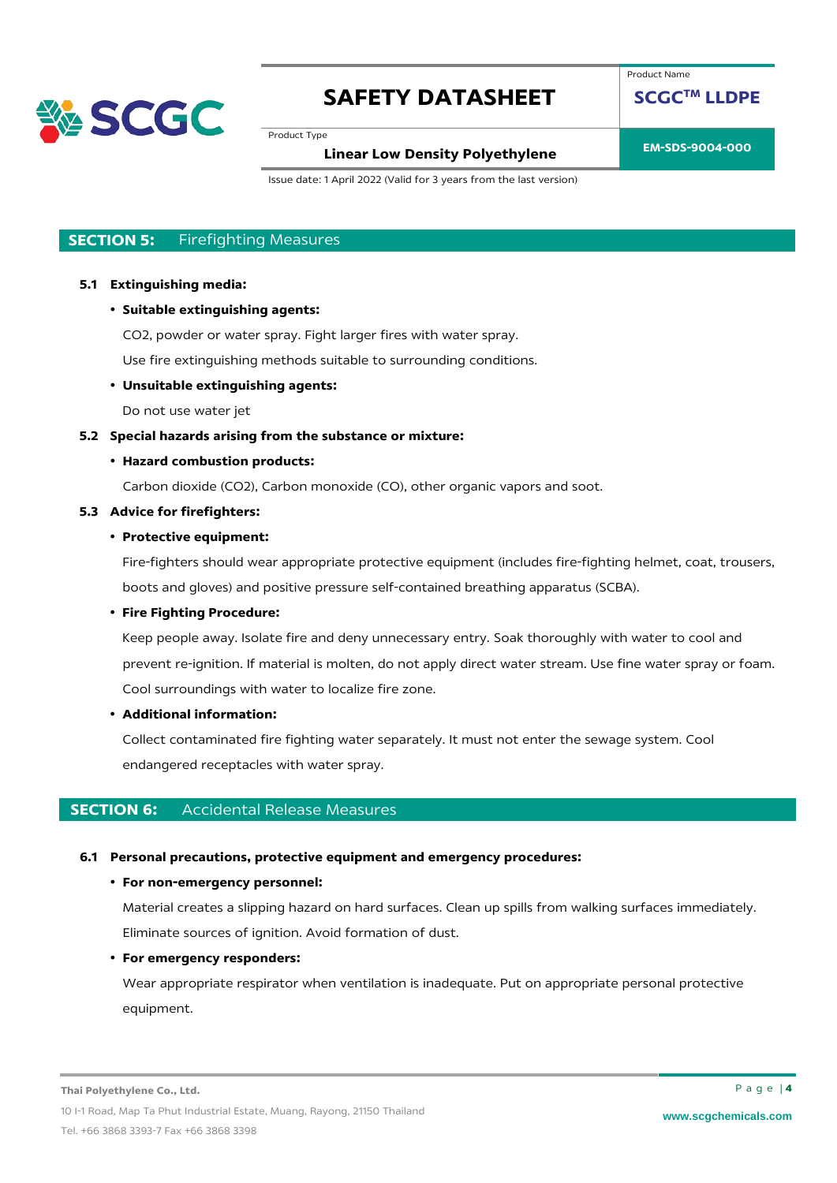## SECTION 5: Firefighting Measures

**5.1 Extinguishing media:**

- **Suitable extinguishing agents:**

  $CO_2$, powder or water spray. Fight larger fires with water spray.

  Use fire extinguishing methods suitable to surrounding conditions.

- **Unsuitable extinguishing agents:**

  Do not use water jet

**5.2 Special hazards arising from the substance or mixture:**

- **Hazard combustion products:**

  Carbon dioxide ($CO_2$), Carbon monoxide (CO), other organic vapors and soot.

**5.3 Advice for firefighters:**

- **Protective equipment:**

  Fire-fighters should wear appropriate protective equipment (includes fire-fighting helmet, coat, trousers, boots and gloves) and positive pressure self-contained breathing apparatus (SCBA).

- **Fire Fighting Procedure:**

  Keep people away. Isolate fire and deny unnecessary entry. Soak thoroughly with water to cool and prevent re-ignition. If material is molten, do not apply direct water stream. Use fine water spray or foam. Cool surroundings with water to localize fire zone.

- **Additional information:**

  Collect contaminated fire fighting water separately. It must not enter the sewage system. Cool endangered receptacles with water spray.

## SECTION 6: Accidental Release Measures

**6.1 Personal precautions, protective equipment and emergency procedures:**

- **For non-emergency personnel:**

  Material creates a slipping hazard on hard surfaces. Clean up spills from walking surfaces immediately. Eliminate sources of ignition. Avoid formation of dust.

- **For emergency responders:**

  Wear appropriate respirator when ventilation is inadequate. Put on appropriate personal protective equipment.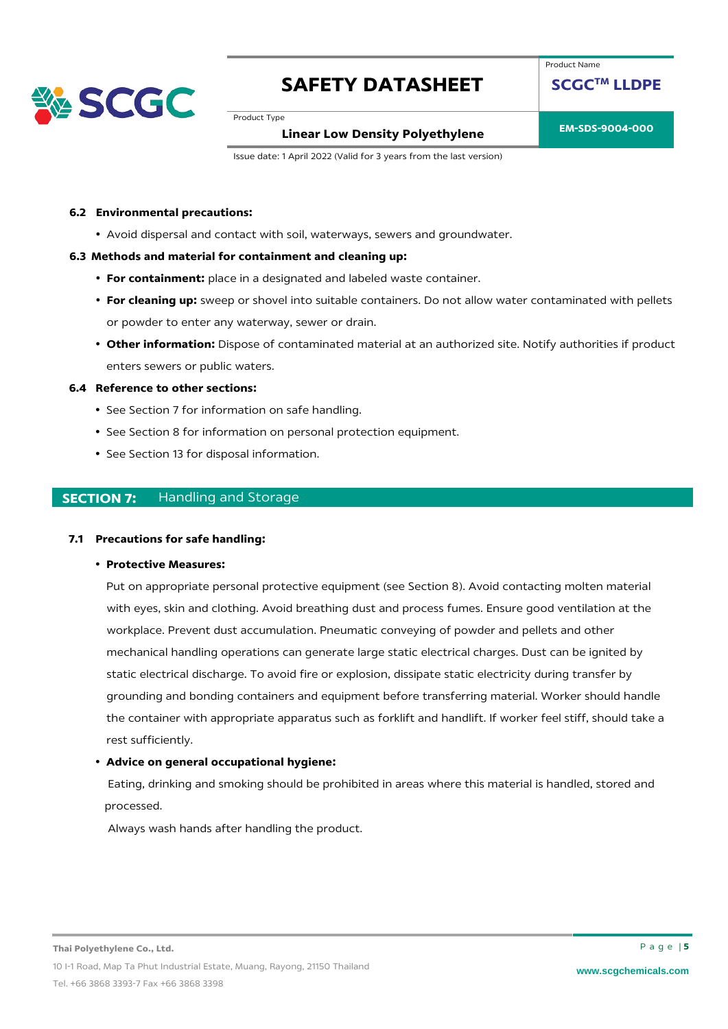### 6.2 Environmental precautions:

- Avoid dispersal and contact with soil, waterways, sewers and groundwater.

### 6.3 Methods and material for containment and cleaning up:

- **For containment:** place in a designated and labeled waste container.
- **For cleaning up:** sweep or shovel into suitable containers. Do not allow water contaminated with pellets or powder to enter any waterway, sewer or drain.
- **Other information:** Dispose of contaminated material at an authorized site. Notify authorities if product enters sewers or public waters.

### 6.4 Reference to other sections:

- See Section 7 for information on safe handling.
- See Section 8 for information on personal protection equipment.
- See Section 13 for disposal information.

## SECTION 7: Handling and Storage

### 7.1 Precautions for safe handling:

- **Protective Measures:**

  Put on appropriate personal protective equipment (see Section 8). Avoid contacting molten material with eyes, skin and clothing. Avoid breathing dust and process fumes. Ensure good ventilation at the workplace. Prevent dust accumulation. Pneumatic conveying of powder and pellets and other mechanical handling operations can generate large static electrical charges. Dust can be ignited by static electrical discharge. To avoid fire or explosion, dissipate static electricity during transfer by grounding and bonding containers and equipment before transferring material. Worker should handle the container with appropriate apparatus such as forklift and handlift. If worker feel stiff, should take a rest sufficiently.

- **Advice on general occupational hygiene:**

  Eating, drinking and smoking should be prohibited in areas where this material is handled, stored and processed.

  Always wash hands after handling the product.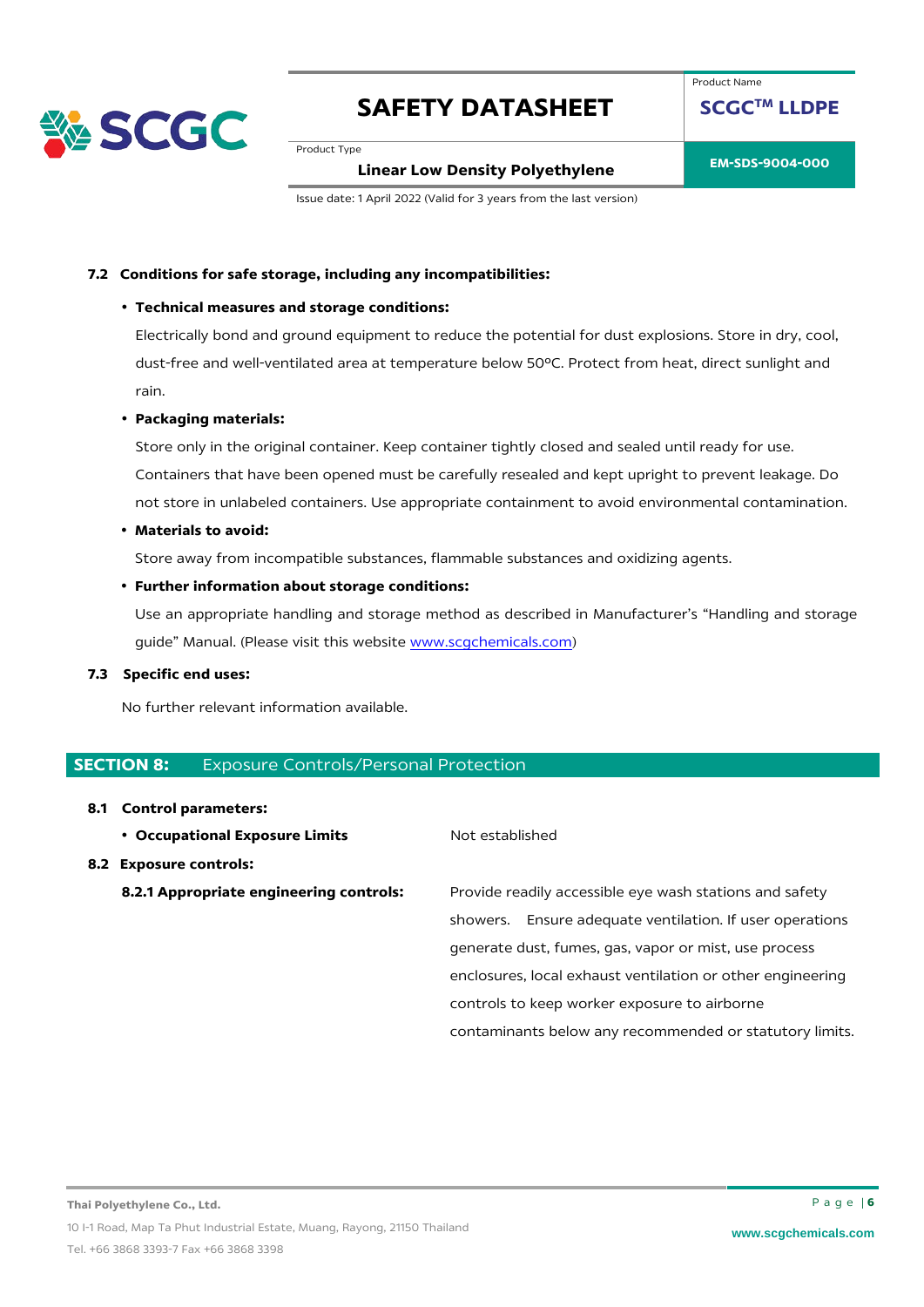### 7.2 Conditions for safe storage, including any incompatibilities:

- **Technical measures and storage conditions:**

  Electrically bond and ground equipment to reduce the potential for dust explosions. Store in dry, cool, dust-free and well-ventilated area at temperature below 50ºC. Protect from heat, direct sunlight and rain.

- **Packaging materials:**

  Store only in the original container. Keep container tightly closed and sealed until ready for use. Containers that have been opened must be carefully resealed and kept upright to prevent leakage. Do not store in unlabeled containers. Use appropriate containment to avoid environmental contamination.

- **Materials to avoid:**

  Store away from incompatible substances, flammable substances and oxidizing agents.

- **Further information about storage conditions:**

  Use an appropriate handling and storage method as described in Manufacturer's "Handling and storage guide" Manual. (Please visit this website www.scgchemicals.com)

### 7.3 Specific end uses:

No further relevant information available.

## SECTION 8: Exposure Controls/Personal Protection

### 8.1 Control parameters:

- **Occupational Exposure Limits** Not established

### 8.2 Exposure controls:

**8.2.1 Appropriate engineering controls:** Provide readily accessible eye wash stations and safety showers. Ensure adequate ventilation. If user operations generate dust, fumes, gas, vapor or mist, use process enclosures, local exhaust ventilation or other engineering controls to keep worker exposure to airborne contaminants below any recommended or statutory limits.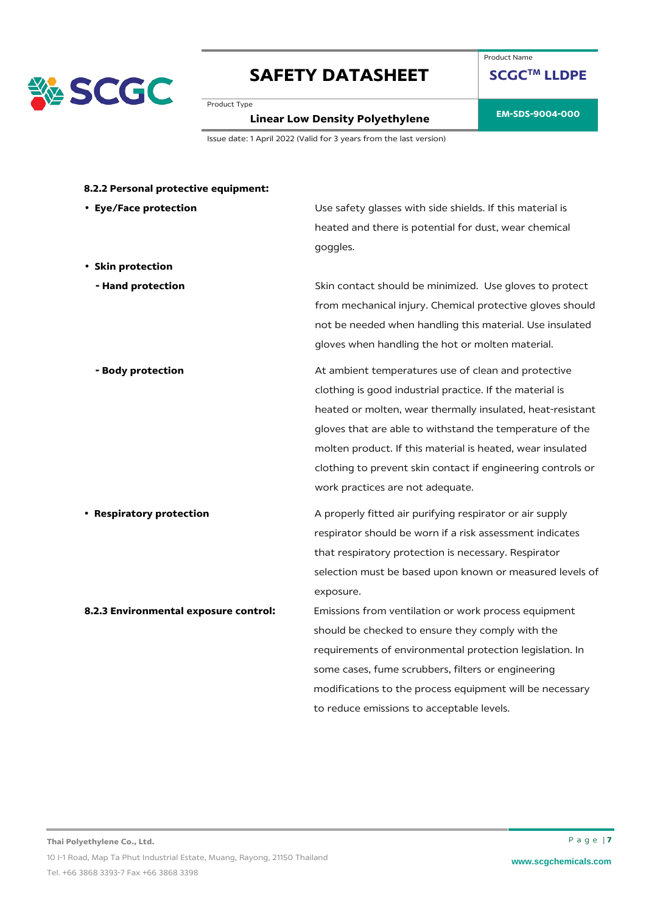**8.2.2 Personal protective equipment:**

- **Eye/Face protection**: Use safety glasses with side shields. If this material is heated and there is potential for dust, wear chemical goggles.
- **Skin protection**
  - **- Hand protection**: Skin contact should be minimized. Use gloves to protect from mechanical injury. Chemical protective gloves should not be needed when handling this material. Use insulated gloves when handling the hot or molten material.
  - **- Body protection**: At ambient temperatures use of clean and protective clothing is good industrial practice. If the material is heated or molten, wear thermally insulated, heat-resistant gloves that are able to withstand the temperature of the molten product. If this material is heated, wear insulated clothing to prevent skin contact if engineering controls or work practices are not adequate.
- **Respiratory protection**: A properly fitted air purifying respirator or air supply respirator should be worn if a risk assessment indicates that respiratory protection is necessary. Respirator selection must be based upon known or measured levels of exposure.

**8.2.3 Environmental exposure control:** Emissions from ventilation or work process equipment should be checked to ensure they comply with the requirements of environmental protection legislation. In some cases, fume scrubbers, filters or engineering modifications to the process equipment will be necessary to reduce emissions to acceptable levels.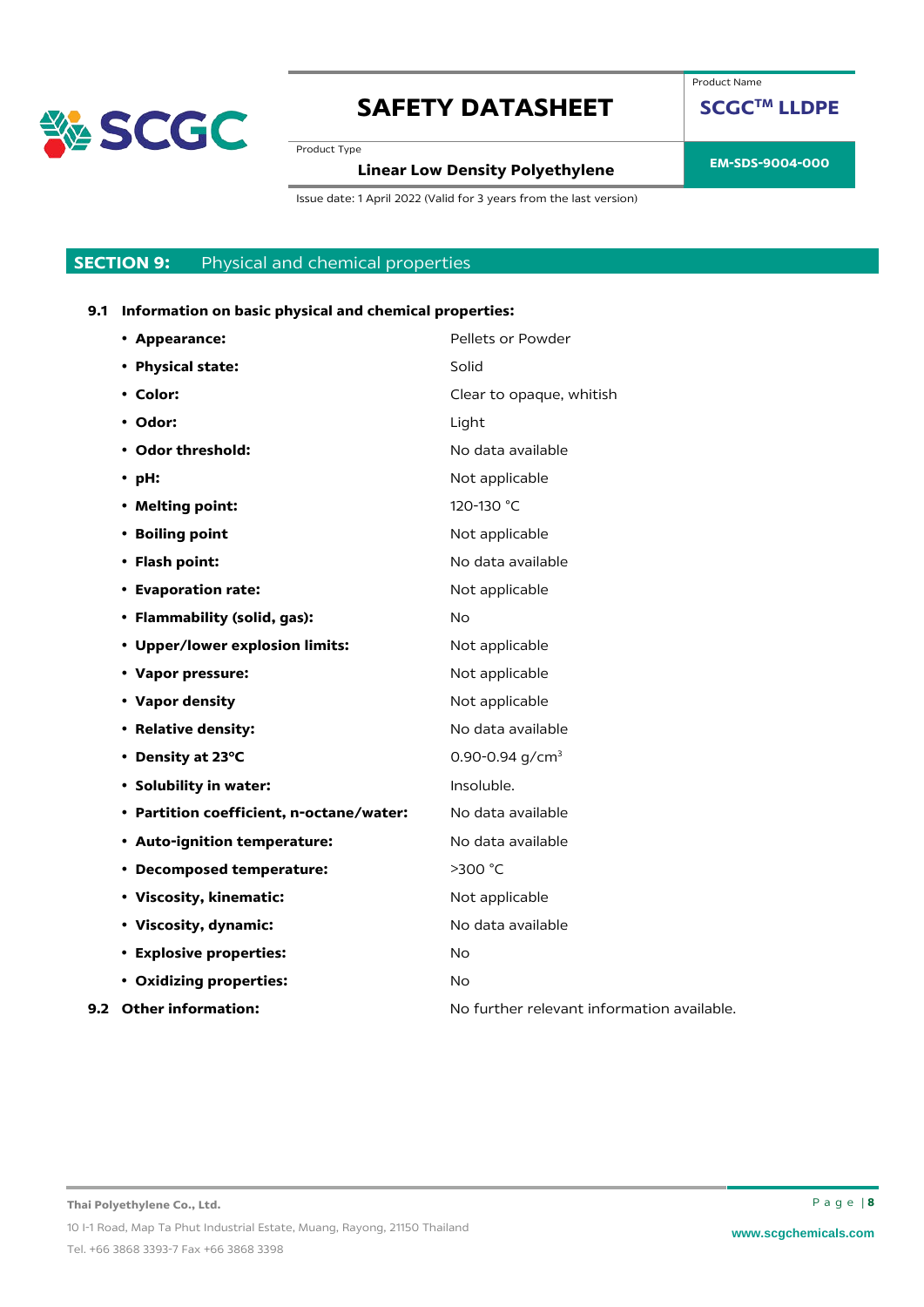## SECTION 9: Physical and chemical properties

**9.1 Information on basic physical and chemical properties:**

- **Appearance:** Pellets or Powder
- **Physical state:** Solid
- **Color:** Clear to opaque, whitish
- **Odor:** Light
- **Odor threshold:** No data available
- **pH:** Not applicable
- **Melting point:** 120-130 °C
- **Boiling point** Not applicable
- **Flash point:** No data available
- **Evaporation rate:** Not applicable
- **Flammability (solid, gas):** No
- **Upper/lower explosion limits:** Not applicable
- **Vapor pressure:** Not applicable
- **Vapor density** Not applicable
- **Relative density:** No data available
- **Density at 23°C** 0.90-0.94 g/cm$^3$
- **Solubility in water:** Insoluble.
- **Partition coefficient, n-octane/water:** No data available
- **Auto-ignition temperature:** No data available
- **Decomposed temperature:** >300 °C
- **Viscosity, kinematic:** Not applicable
- **Viscosity, dynamic:** No data available
- **Explosive properties:** No
- **Oxidizing properties:** No

**9.2 Other information:** No further relevant information available.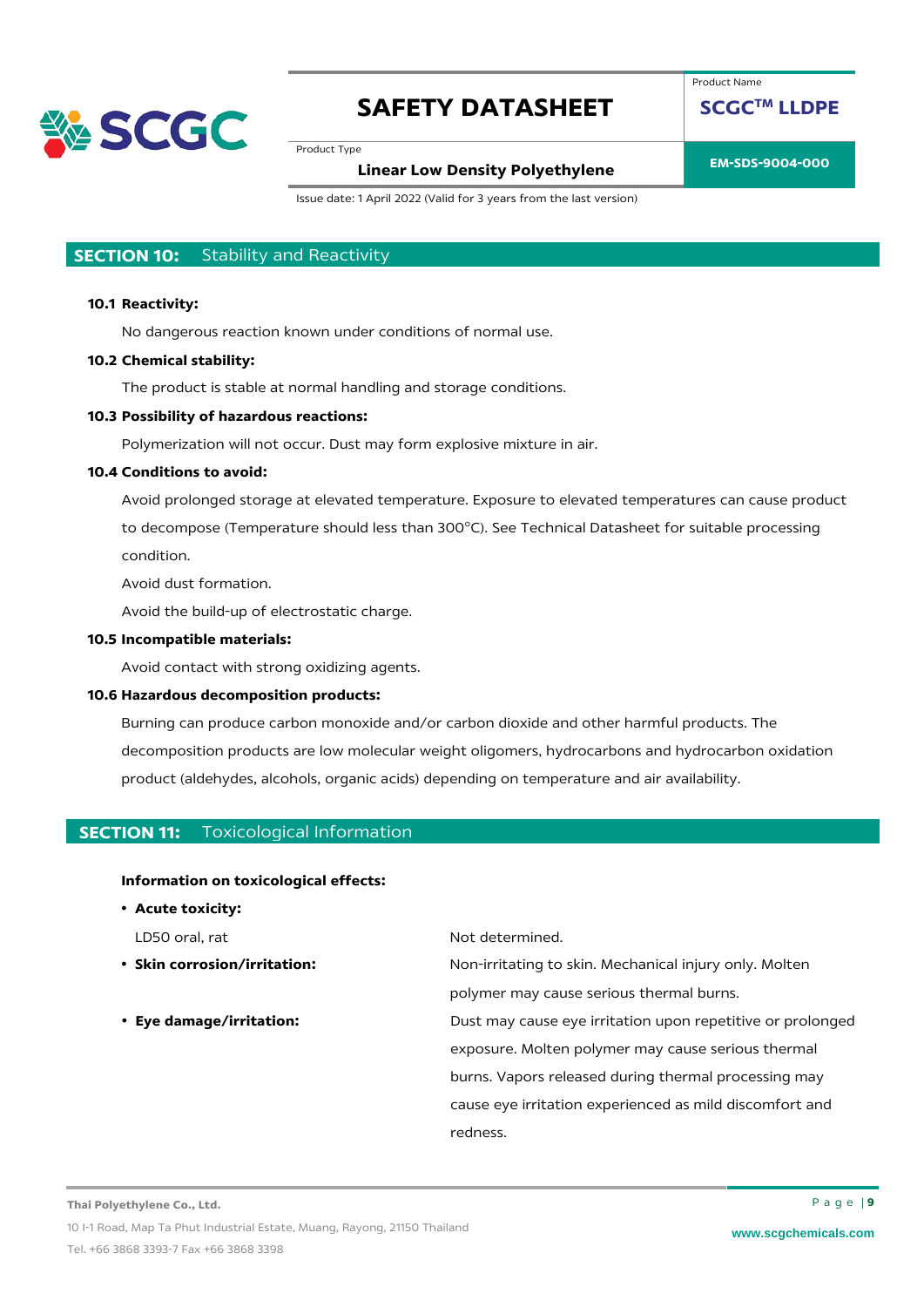## SECTION 10: Stability and Reactivity

**10.1 Reactivity:**

No dangerous reaction known under conditions of normal use.

**10.2 Chemical stability:**

The product is stable at normal handling and storage conditions.

**10.3 Possibility of hazardous reactions:**

Polymerization will not occur. Dust may form explosive mixture in air.

**10.4 Conditions to avoid:**

Avoid prolonged storage at elevated temperature. Exposure to elevated temperatures can cause product to decompose (Temperature should less than 300°C). See Technical Datasheet for suitable processing condition.

Avoid dust formation.

Avoid the build-up of electrostatic charge.

**10.5 Incompatible materials:**

Avoid contact with strong oxidizing agents.

**10.6 Hazardous decomposition products:**

Burning can produce carbon monoxide and/or carbon dioxide and other harmful products. The decomposition products are low molecular weight oligomers, hydrocarbons and hydrocarbon oxidation product (aldehydes, alcohols, organic acids) depending on temperature and air availability.

## SECTION 11: Toxicological Information

**Information on toxicological effects:**

- **Acute toxicity:**

  LD50 oral, rat — Not determined.

- **Skin corrosion/irritation:** Non-irritating to skin. Mechanical injury only. Molten polymer may cause serious thermal burns.

- **Eye damage/irritation:** Dust may cause eye irritation upon repetitive or prolonged exposure. Molten polymer may cause serious thermal burns. Vapors released during thermal processing may cause eye irritation experienced as mild discomfort and redness.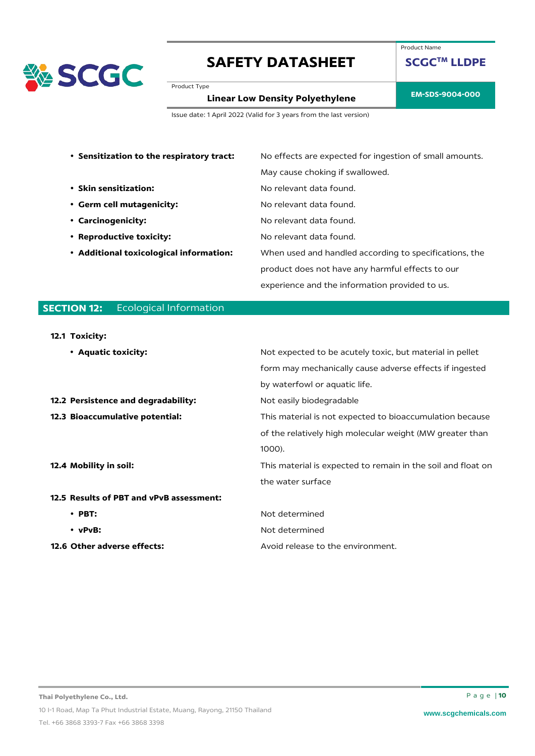- **Sensitization to the respiratory tract:** No effects are expected for ingestion of small amounts. May cause choking if swallowed.
- **Skin sensitization:** No relevant data found.
- **Germ cell mutagenicity:** No relevant data found.
- **Carcinogenicity:** No relevant data found.
- **Reproductive toxicity:** No relevant data found.
- **Additional toxicological information:** When used and handled according to specifications, the product does not have any harmful effects to our experience and the information provided to us.

## SECTION 12: Ecological Information

**12.1 Toxicity:**

- **Aquatic toxicity:** Not expected to be acutely toxic, but material in pellet form may mechanically cause adverse effects if ingested by waterfowl or aquatic life.

**12.2 Persistence and degradability:** Not easily biodegradable

**12.3 Bioaccumulative potential:** This material is not expected to bioaccumulation because of the relatively high molecular weight (MW greater than 1000).

**12.4 Mobility in soil:** This material is expected to remain in the soil and float on the water surface

**12.5 Results of PBT and vPvB assessment:**

- **PBT:** Not determined
- **vPvB:** Not determined

**12.6 Other adverse effects:** Avoid release to the environment.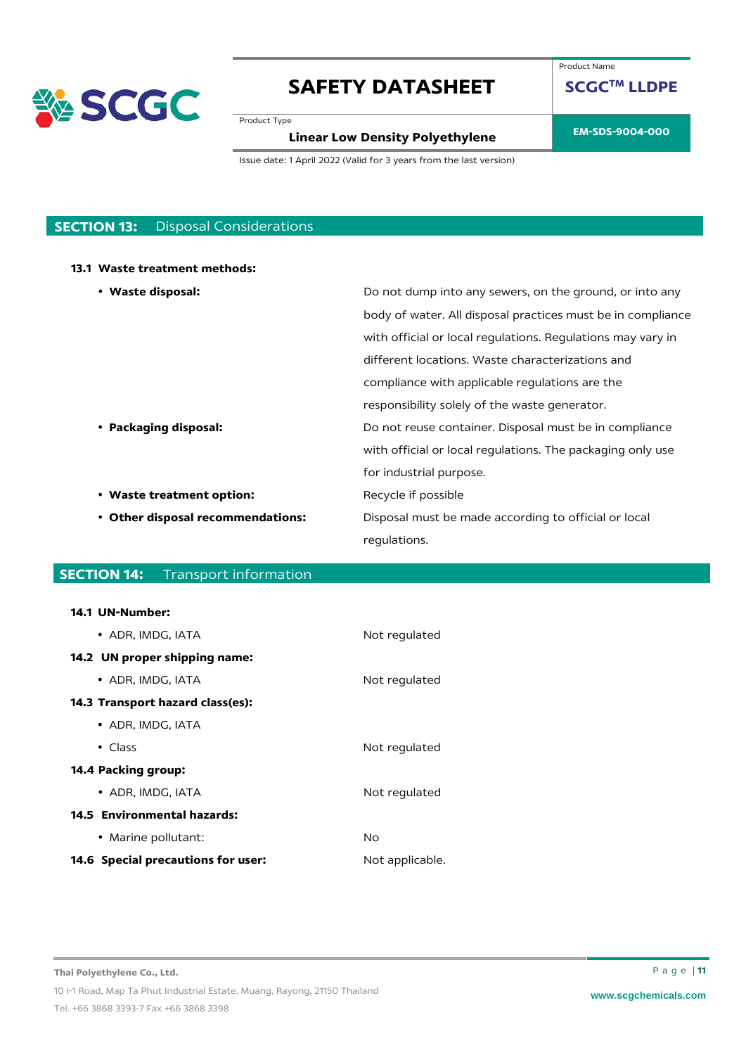## SECTION 13: Disposal Considerations

**13.1 Waste treatment methods:**

| | |
|---|---|
| • **Waste disposal:** | Do not dump into any sewers, on the ground, or into any body of water. All disposal practices must be in compliance with official or local regulations. Regulations may vary in different locations. Waste characterizations and compliance with applicable regulations are the responsibility solely of the waste generator. |
| • **Packaging disposal:** | Do not reuse container. Disposal must be in compliance with official or local regulations. The packaging only use for industrial purpose. |
| • **Waste treatment option:** | Recycle if possible |
| • **Other disposal recommendations:** | Disposal must be made according to official or local regulations. |

## SECTION 14: Transport information

**14.1 UN-Number:**

- ADR, IMDG, IATA — Not regulated

**14.2 UN proper shipping name:**

- ADR, IMDG, IATA — Not regulated

**14.3 Transport hazard class(es):**

- ADR, IMDG, IATA
- Class — Not regulated

**14.4 Packing group:**

- ADR, IMDG, IATA — Not regulated

**14.5 Environmental hazards:**

- Marine pollutant: — No

**14.6 Special precautions for user:** Not applicable.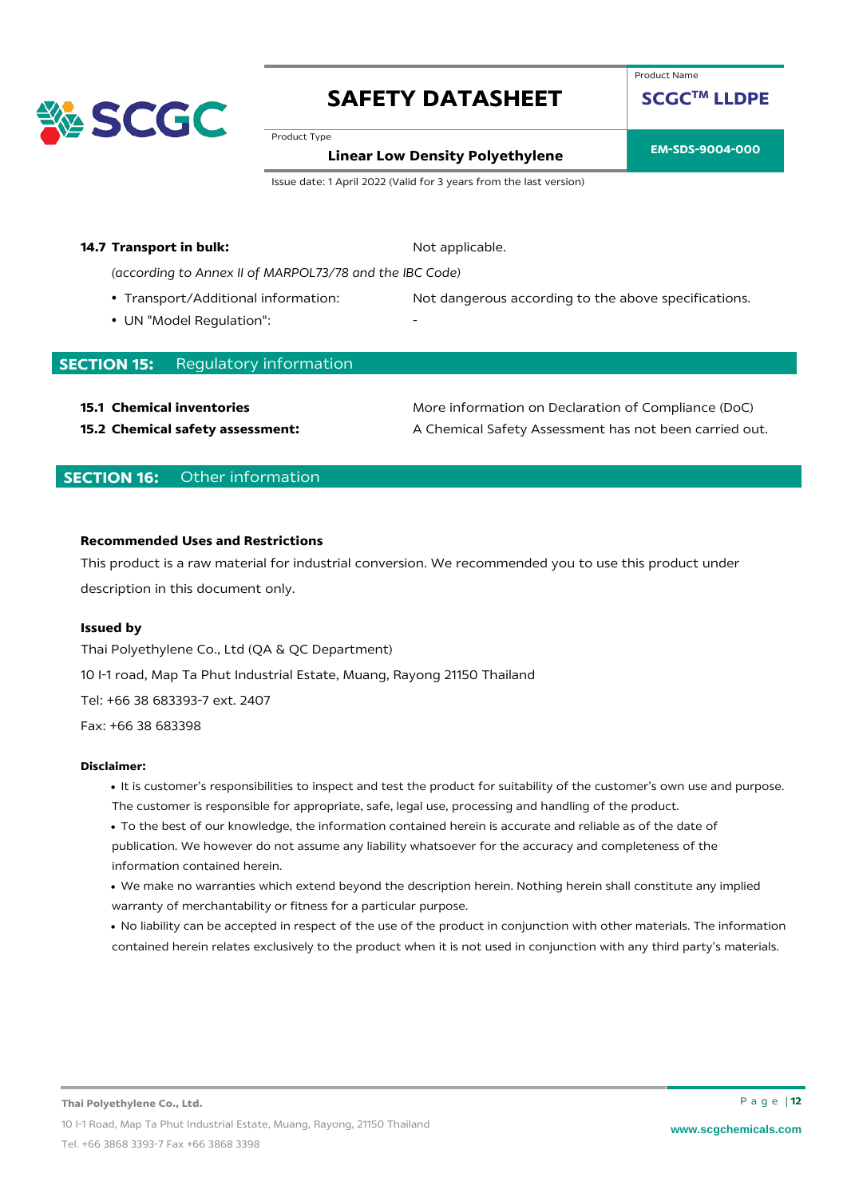**14.7 Transport in bulk:** Not applicable.

*(according to Annex II of MARPOL73/78 and the IBC Code)*

- Transport/Additional information: Not dangerous according to the above specifications.
- UN "Model Regulation": -

## SECTION 15: Regulatory information

**15.1 Chemical inventories** More information on Declaration of Compliance (DoC)

**15.2 Chemical safety assessment:** A Chemical Safety Assessment has not been carried out.

## SECTION 16: Other information

**Recommended Uses and Restrictions**

This product is a raw material for industrial conversion. We recommended you to use this product under description in this document only.

**Issued by**

Thai Polyethylene Co., Ltd (QA & QC Department)

10 I-1 road, Map Ta Phut Industrial Estate, Muang, Rayong 21150 Thailand

Tel: +66 38 683393-7 ext. 2407

Fax: +66 38 683398

**Disclaimer:**

- It is customer's responsibilities to inspect and test the product for suitability of the customer's own use and purpose. The customer is responsible for appropriate, safe, legal use, processing and handling of the product.
- To the best of our knowledge, the information contained herein is accurate and reliable as of the date of publication. We however do not assume any liability whatsoever for the accuracy and completeness of the information contained herein.
- We make no warranties which extend beyond the description herein. Nothing herein shall constitute any implied warranty of merchantability or fitness for a particular purpose.
- No liability can be accepted in respect of the use of the product in conjunction with other materials. The information contained herein relates exclusively to the product when it is not used in conjunction with any third party's materials.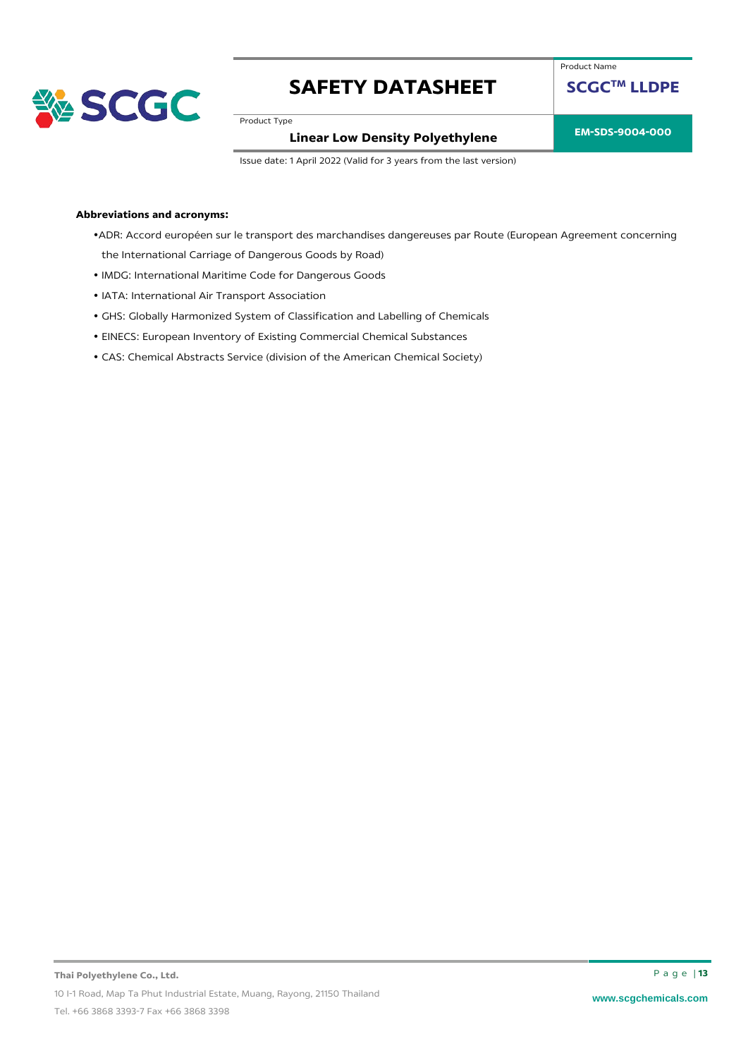**Abbreviations and acronyms:**

- ADR: Accord européen sur le transport des marchandises dangereuses par Route (European Agreement concerning the International Carriage of Dangerous Goods by Road)
- IMDG: International Maritime Code for Dangerous Goods
- IATA: International Air Transport Association
- GHS: Globally Harmonized System of Classification and Labelling of Chemicals
- EINECS: European Inventory of Existing Commercial Chemical Substances
- CAS: Chemical Abstracts Service (division of the American Chemical Society)